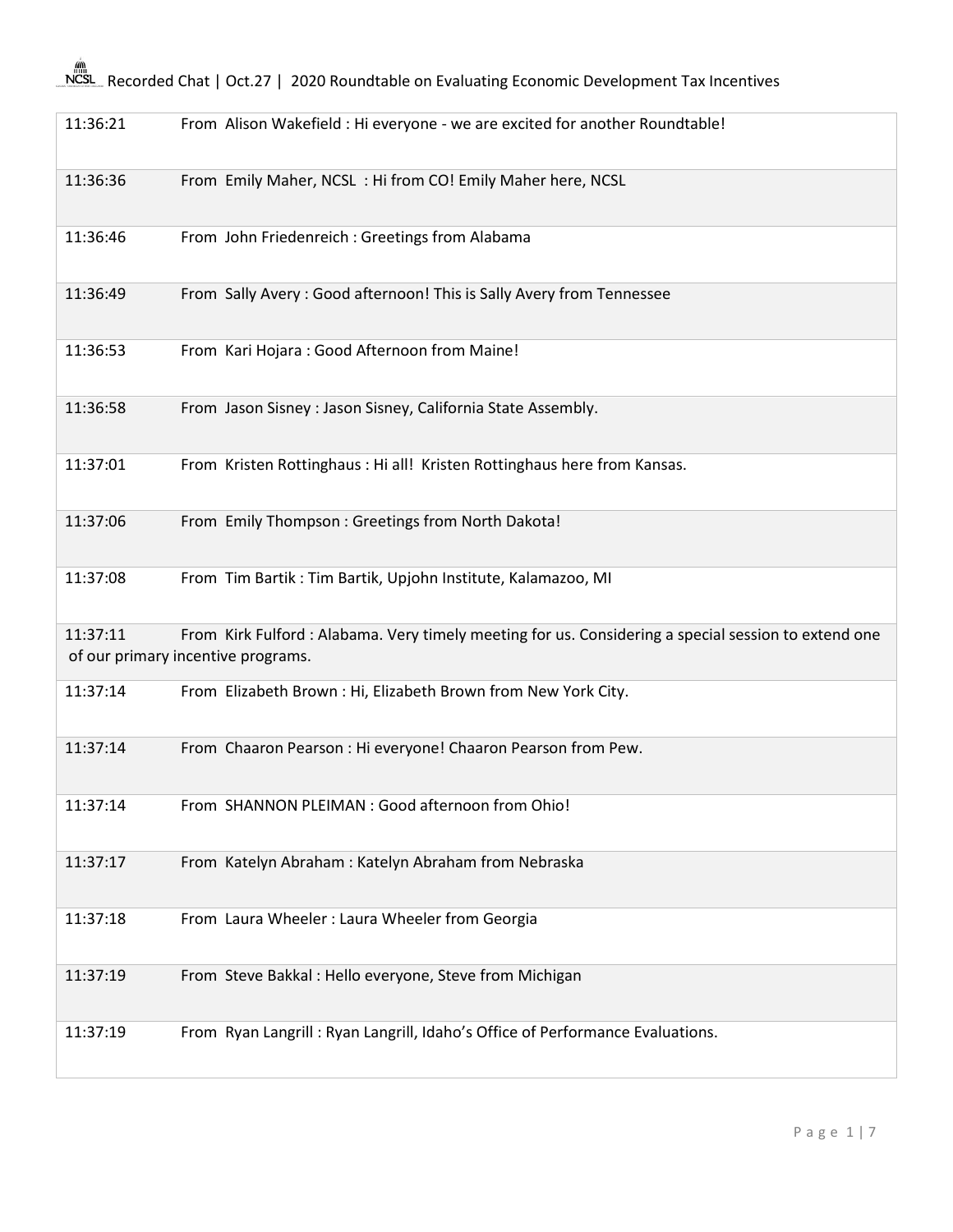# Recorded Chat | Oct.27 | 2020 Roundtable on Evaluating Economic Development Tax Incentives

| | |
|---|---|
| 11:36:21 | From Alison Wakefield : Hi everyone - we are excited for another Roundtable! |
| 11:36:36 | From Emily Maher, NCSL : Hi from CO! Emily Maher here, NCSL |
| 11:36:46 | From John Friedenreich : Greetings from Alabama |
| 11:36:49 | From Sally Avery : Good afternoon! This is Sally Avery from Tennessee |
| 11:36:53 | From Kari Hojara : Good Afternoon from Maine! |
| 11:36:58 | From Jason Sisney : Jason Sisney, California State Assembly. |
| 11:37:01 | From Kristen Rottinghaus : Hi all! Kristen Rottinghaus here from Kansas. |
| 11:37:06 | From Emily Thompson : Greetings from North Dakota! |
| 11:37:08 | From Tim Bartik : Tim Bartik, Upjohn Institute, Kalamazoo, MI |
| 11:37:11 | From Kirk Fulford : Alabama. Very timely meeting for us. Considering a special session to extend one of our primary incentive programs. |
| 11:37:14 | From Elizabeth Brown : Hi, Elizabeth Brown from New York City. |
| 11:37:14 | From Chaaron Pearson : Hi everyone! Chaaron Pearson from Pew. |
| 11:37:14 | From SHANNON PLEIMAN : Good afternoon from Ohio! |
| 11:37:17 | From Katelyn Abraham : Katelyn Abraham from Nebraska |
| 11:37:18 | From Laura Wheeler : Laura Wheeler from Georgia |
| 11:37:19 | From Steve Bakkal : Hello everyone, Steve from Michigan |
| 11:37:19 | From Ryan Langrill : Ryan Langrill, Idaho's Office of Performance Evaluations. |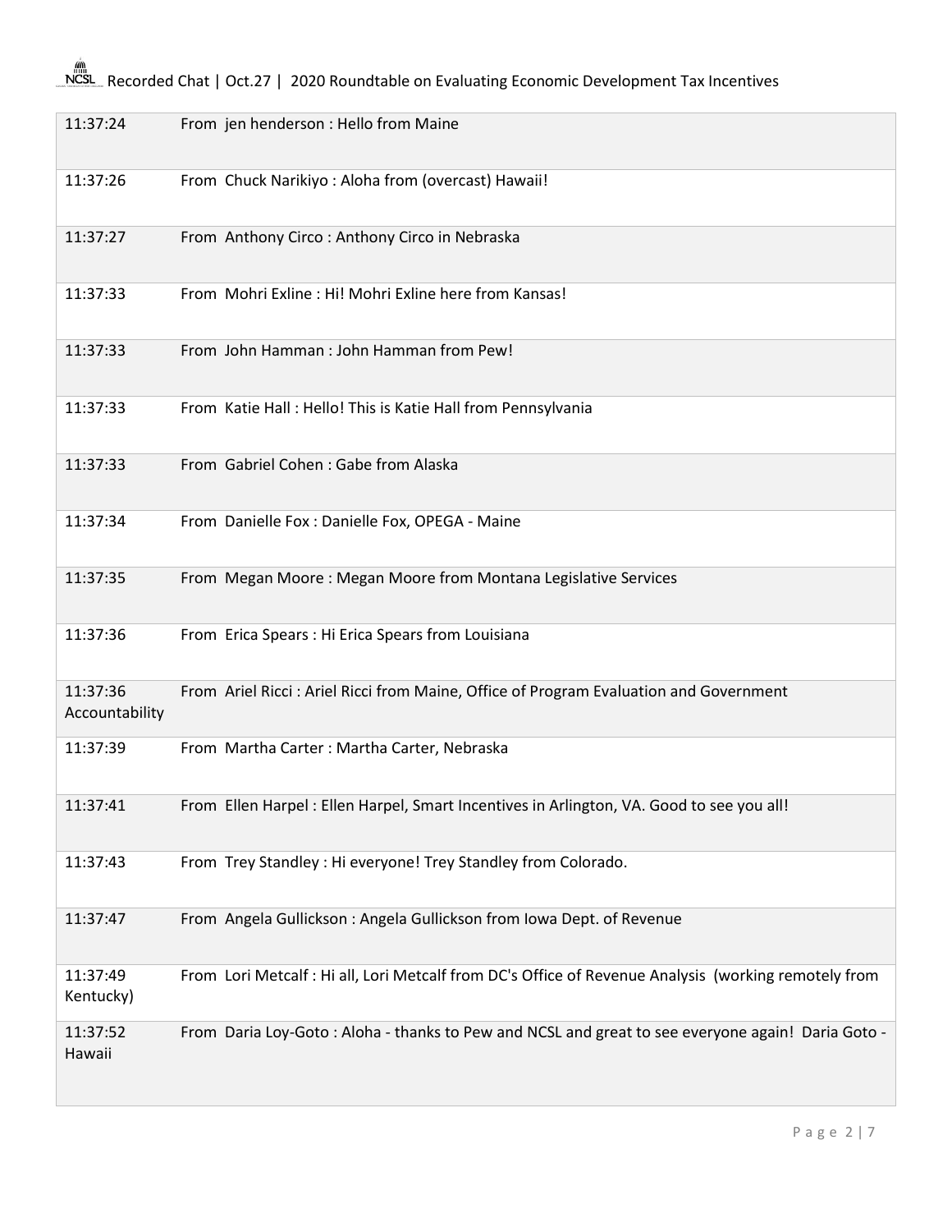| | |
|---|---|
| 11:37:24 | From jen henderson : Hello from Maine |
| 11:37:26 | From Chuck Narikiyo : Aloha from (overcast) Hawaii! |
| 11:37:27 | From Anthony Circo : Anthony Circo in Nebraska |
| 11:37:33 | From Mohri Exline : Hi! Mohri Exline here from Kansas! |
| 11:37:33 | From John Hamman : John Hamman from Pew! |
| 11:37:33 | From Katie Hall : Hello! This is Katie Hall from Pennsylvania |
| 11:37:33 | From Gabriel Cohen : Gabe from Alaska |
| 11:37:34 | From Danielle Fox : Danielle Fox, OPEGA - Maine |
| 11:37:35 | From Megan Moore : Megan Moore from Montana Legislative Services |
| 11:37:36 | From Erica Spears : Hi Erica Spears from Louisiana |
| 11:37:36 | From Ariel Ricci : Ariel Ricci from Maine, Office of Program Evaluation and Government Accountability |
| 11:37:39 | From Martha Carter : Martha Carter, Nebraska |
| 11:37:41 | From Ellen Harpel : Ellen Harpel, Smart Incentives in Arlington, VA. Good to see you all! |
| 11:37:43 | From Trey Standley : Hi everyone! Trey Standley from Colorado. |
| 11:37:47 | From Angela Gullickson : Angela Gullickson from Iowa Dept. of Revenue |
| 11:37:49 | From Lori Metcalf : Hi all, Lori Metcalf from DC's Office of Revenue Analysis (working remotely from Kentucky) |
| 11:37:52 | From Daria Loy-Goto : Aloha - thanks to Pew and NCSL and great to see everyone again! Daria Goto - Hawaii |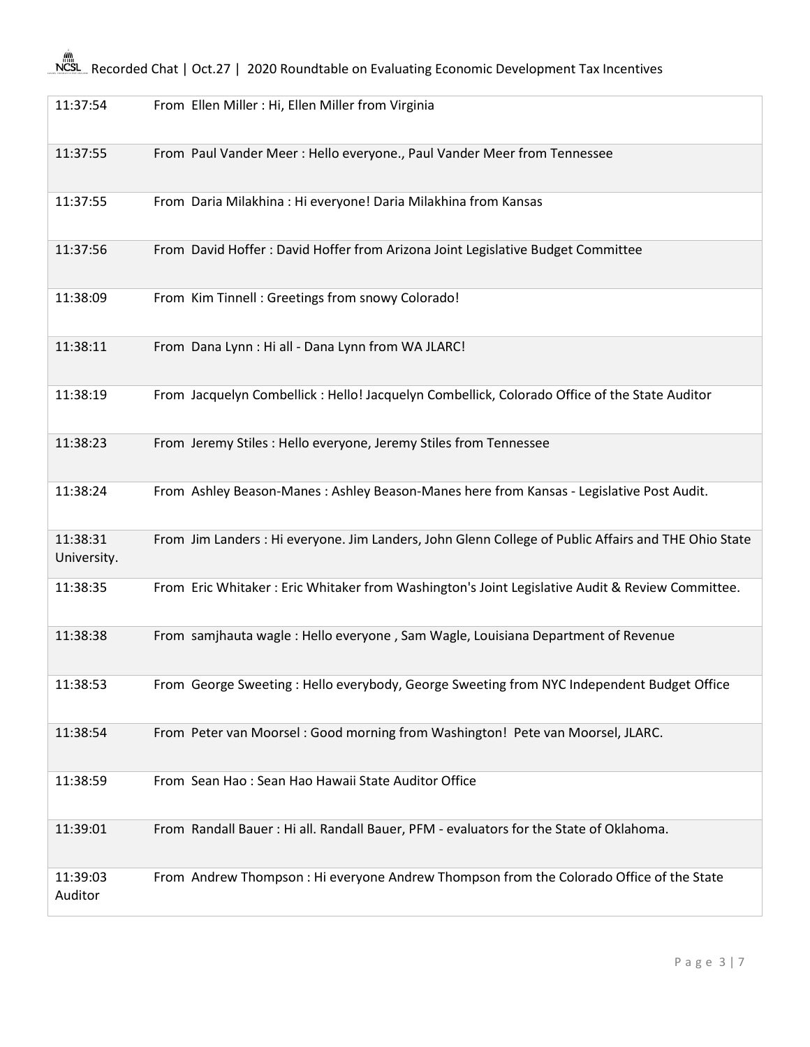| | |
|---|---|
| 11:37:54 | From Ellen Miller : Hi, Ellen Miller from Virginia |
| 11:37:55 | From Paul Vander Meer : Hello everyone., Paul Vander Meer from Tennessee |
| 11:37:55 | From Daria Milakhina : Hi everyone! Daria Milakhina from Kansas |
| 11:37:56 | From David Hoffer : David Hoffer from Arizona Joint Legislative Budget Committee |
| 11:38:09 | From Kim Tinnell : Greetings from snowy Colorado! |
| 11:38:11 | From Dana Lynn : Hi all - Dana Lynn from WA JLARC! |
| 11:38:19 | From Jacquelyn Combellick : Hello! Jacquelyn Combellick, Colorado Office of the State Auditor |
| 11:38:23 | From Jeremy Stiles : Hello everyone, Jeremy Stiles from Tennessee |
| 11:38:24 | From Ashley Beason-Manes : Ashley Beason-Manes here from Kansas - Legislative Post Audit. |
| 11:38:31 | From Jim Landers : Hi everyone. Jim Landers, John Glenn College of Public Affairs and THE Ohio State University. |
| 11:38:35 | From Eric Whitaker : Eric Whitaker from Washington's Joint Legislative Audit & Review Committee. |
| 11:38:38 | From samjhauta wagle : Hello everyone , Sam Wagle, Louisiana Department of Revenue |
| 11:38:53 | From George Sweeting : Hello everybody, George Sweeting from NYC Independent Budget Office |
| 11:38:54 | From Peter van Moorsel : Good morning from Washington! Pete van Moorsel, JLARC. |
| 11:38:59 | From Sean Hao : Sean Hao Hawaii State Auditor Office |
| 11:39:01 | From Randall Bauer : Hi all. Randall Bauer, PFM - evaluators for the State of Oklahoma. |
| 11:39:03 | From Andrew Thompson : Hi everyone Andrew Thompson from the Colorado Office of the State Auditor |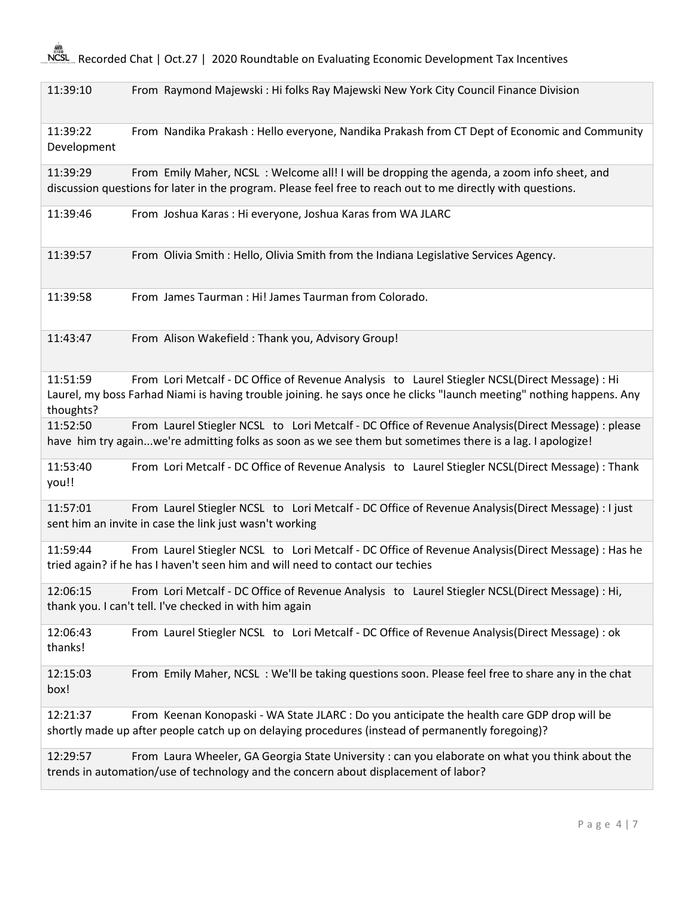| | |
|---|---|
| 11:39:10 | From Raymond Majewski : Hi folks Ray Majewski New York City Council Finance Division |
| 11:39:22 | From Nandika Prakash : Hello everyone, Nandika Prakash from CT Dept of Economic and Community Development |
| 11:39:29 | From Emily Maher, NCSL : Welcome all! I will be dropping the agenda, a zoom info sheet, and discussion questions for later in the program. Please feel free to reach out to me directly with questions. |
| 11:39:46 | From Joshua Karas : Hi everyone, Joshua Karas from WA JLARC |
| 11:39:57 | From Olivia Smith : Hello, Olivia Smith from the Indiana Legislative Services Agency. |
| 11:39:58 | From James Taurman : Hi! James Taurman from Colorado. |
| 11:43:47 | From Alison Wakefield : Thank you, Advisory Group! |
| 11:51:59 | From Lori Metcalf - DC Office of Revenue Analysis to Laurel Stiegler NCSL(Direct Message) : Hi Laurel, my boss Farhad Niami is having trouble joining. he says once he clicks "launch meeting" nothing happens. Any thoughts? |
| 11:52:50 | From Laurel Stiegler NCSL to Lori Metcalf - DC Office of Revenue Analysis(Direct Message) : please have him try again...we're admitting folks as soon as we see them but sometimes there is a lag. I apologize! |
| 11:53:40 | From Lori Metcalf - DC Office of Revenue Analysis to Laurel Stiegler NCSL(Direct Message) : Thank you!! |
| 11:57:01 | From Laurel Stiegler NCSL to Lori Metcalf - DC Office of Revenue Analysis(Direct Message) : I just sent him an invite in case the link just wasn't working |
| 11:59:44 | From Laurel Stiegler NCSL to Lori Metcalf - DC Office of Revenue Analysis(Direct Message) : Has he tried again? if he has I haven't seen him and will need to contact our techies |
| 12:06:15 | From Lori Metcalf - DC Office of Revenue Analysis to Laurel Stiegler NCSL(Direct Message) : Hi, thank you. I can't tell. I've checked in with him again |
| 12:06:43 | From Laurel Stiegler NCSL to Lori Metcalf - DC Office of Revenue Analysis(Direct Message) : ok thanks! |
| 12:15:03 | From Emily Maher, NCSL : We'll be taking questions soon. Please feel free to share any in the chat box! |
| 12:21:37 | From Keenan Konopaski - WA State JLARC : Do you anticipate the health care GDP drop will be shortly made up after people catch up on delaying procedures (instead of permanently foregoing)? |
| 12:29:57 | From Laura Wheeler, GA Georgia State University : can you elaborate on what you think about the trends in automation/use of technology and the concern about displacement of labor? |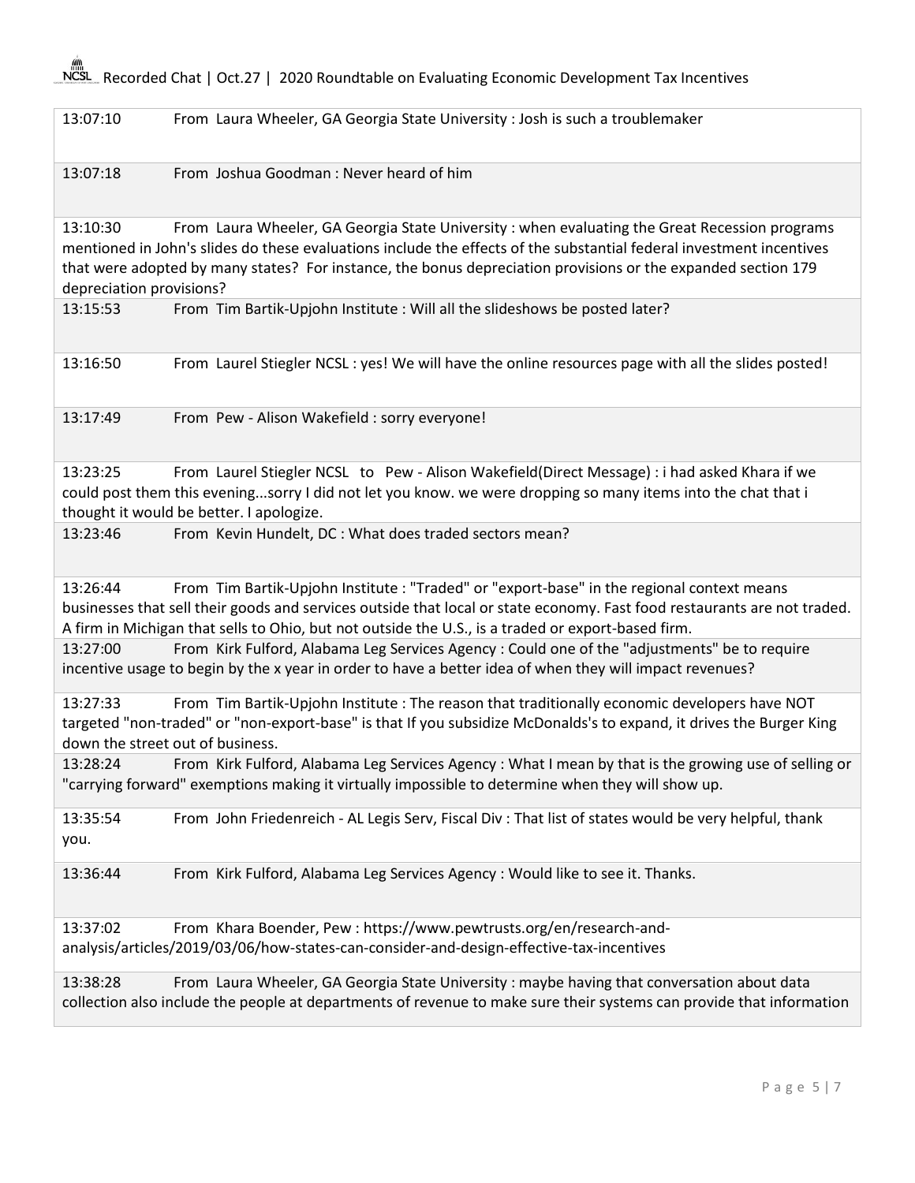| | |
|---|---|
| 13:07:10 | From Laura Wheeler, GA Georgia State University : Josh is such a troublemaker |
| 13:07:18 | From Joshua Goodman : Never heard of him |
| 13:10:30 | From Laura Wheeler, GA Georgia State University : when evaluating the Great Recession programs mentioned in John's slides do these evaluations include the effects of the substantial federal investment incentives that were adopted by many states? For instance, the bonus depreciation provisions or the expanded section 179 depreciation provisions? |
| 13:15:53 | From Tim Bartik-Upjohn Institute : Will all the slideshows be posted later? |
| 13:16:50 | From Laurel Stiegler NCSL : yes! We will have the online resources page with all the slides posted! |
| 13:17:49 | From Pew - Alison Wakefield : sorry everyone! |
| 13:23:25 | From Laurel Stiegler NCSL to Pew - Alison Wakefield(Direct Message) : i had asked Khara if we could post them this evening...sorry I did not let you know. we were dropping so many items into the chat that i thought it would be better. I apologize. |
| 13:23:46 | From Kevin Hundelt, DC : What does traded sectors mean? |
| 13:26:44 | From Tim Bartik-Upjohn Institute : "Traded" or "export-base" in the regional context means businesses that sell their goods and services outside that local or state economy. Fast food restaurants are not traded. A firm in Michigan that sells to Ohio, but not outside the U.S., is a traded or export-based firm. |
| 13:27:00 | From Kirk Fulford, Alabama Leg Services Agency : Could one of the "adjustments" be to require incentive usage to begin by the x year in order to have a better idea of when they will impact revenues? |
| 13:27:33 | From Tim Bartik-Upjohn Institute : The reason that traditionally economic developers have NOT targeted "non-traded" or "non-export-base" is that If you subsidize McDonalds's to expand, it drives the Burger King down the street out of business. |
| 13:28:24 | From Kirk Fulford, Alabama Leg Services Agency : What I mean by that is the growing use of selling or "carrying forward" exemptions making it virtually impossible to determine when they will show up. |
| 13:35:54 | From John Friedenreich - AL Legis Serv, Fiscal Div : That list of states would be very helpful, thank you. |
| 13:36:44 | From Kirk Fulford, Alabama Leg Services Agency : Would like to see it. Thanks. |
| 13:37:02 | From Khara Boender, Pew : https://www.pewtrusts.org/en/research-and-analysis/articles/2019/03/06/how-states-can-consider-and-design-effective-tax-incentives |
| 13:38:28 | From Laura Wheeler, GA Georgia State University : maybe having that conversation about data collection also include the people at departments of revenue to make sure their systems can provide that information |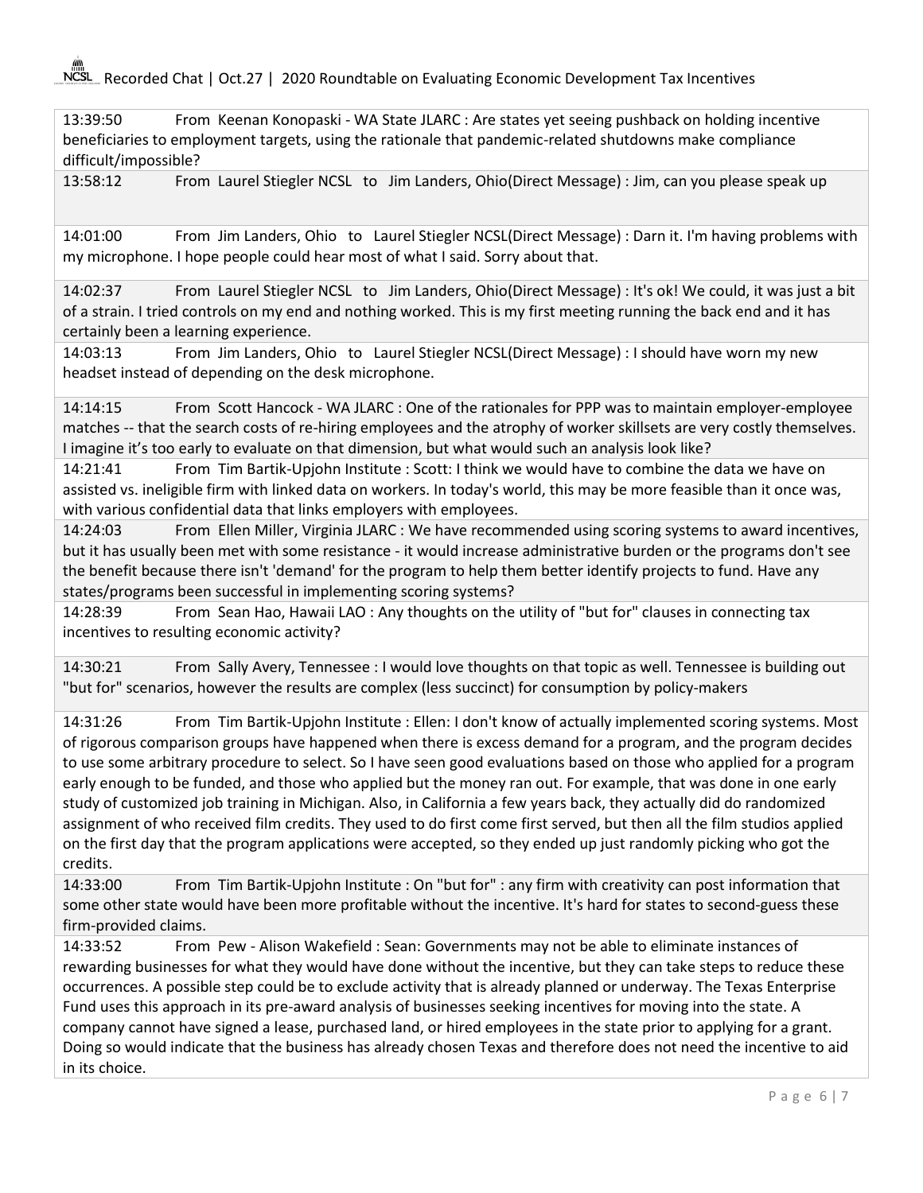| | |
|---|---|
| 13:39:50 | From Keenan Konopaski - WA State JLARC : Are states yet seeing pushback on holding incentive beneficiaries to employment targets, using the rationale that pandemic-related shutdowns make compliance difficult/impossible? |
| 13:58:12 | From Laurel Stiegler NCSL to Jim Landers, Ohio(Direct Message) : Jim, can you please speak up |
| 14:01:00 | From Jim Landers, Ohio to Laurel Stiegler NCSL(Direct Message) : Darn it. I'm having problems with my microphone. I hope people could hear most of what I said. Sorry about that. |
| 14:02:37 | From Laurel Stiegler NCSL to Jim Landers, Ohio(Direct Message) : It's ok! We could, it was just a bit of a strain. I tried controls on my end and nothing worked. This is my first meeting running the back end and it has certainly been a learning experience. |
| 14:03:13 | From Jim Landers, Ohio to Laurel Stiegler NCSL(Direct Message) : I should have worn my new headset instead of depending on the desk microphone. |
| 14:14:15 | From Scott Hancock - WA JLARC : One of the rationales for PPP was to maintain employer-employee matches -- that the search costs of re-hiring employees and the atrophy of worker skillsets are very costly themselves. I imagine it's too early to evaluate on that dimension, but what would such an analysis look like? |
| 14:21:41 | From Tim Bartik-Upjohn Institute : Scott: I think we would have to combine the data we have on assisted vs. ineligible firm with linked data on workers. In today's world, this may be more feasible than it once was, with various confidential data that links employers with employees. |
| 14:24:03 | From Ellen Miller, Virginia JLARC : We have recommended using scoring systems to award incentives, but it has usually been met with some resistance - it would increase administrative burden or the programs don't see the benefit because there isn't 'demand' for the program to help them better identify projects to fund. Have any states/programs been successful in implementing scoring systems? |
| 14:28:39 | From Sean Hao, Hawaii LAO : Any thoughts on the utility of "but for" clauses in connecting tax incentives to resulting economic activity? |
| 14:30:21 | From Sally Avery, Tennessee : I would love thoughts on that topic as well. Tennessee is building out "but for" scenarios, however the results are complex (less succinct) for consumption by policy-makers |
| 14:31:26 | From Tim Bartik-Upjohn Institute : Ellen: I don't know of actually implemented scoring systems. Most of rigorous comparison groups have happened when there is excess demand for a program, and the program decides to use some arbitrary procedure to select. So I have seen good evaluations based on those who applied for a program early enough to be funded, and those who applied but the money ran out. For example, that was done in one early study of customized job training in Michigan. Also, in California a few years back, they actually did do randomized assignment of who received film credits. They used to do first come first served, but then all the film studios applied on the first day that the program applications were accepted, so they ended up just randomly picking who got the credits. |
| 14:33:00 | From Tim Bartik-Upjohn Institute : On "but for" : any firm with creativity can post information that some other state would have been more profitable without the incentive. It's hard for states to second-guess these firm-provided claims. |
| 14:33:52 | From Pew - Alison Wakefield : Sean: Governments may not be able to eliminate instances of rewarding businesses for what they would have done without the incentive, but they can take steps to reduce these occurrences. A possible step could be to exclude activity that is already planned or underway. The Texas Enterprise Fund uses this approach in its pre-award analysis of businesses seeking incentives for moving into the state. A company cannot have signed a lease, purchased land, or hired employees in the state prior to applying for a grant. Doing so would indicate that the business has already chosen Texas and therefore does not need the incentive to aid in its choice. |